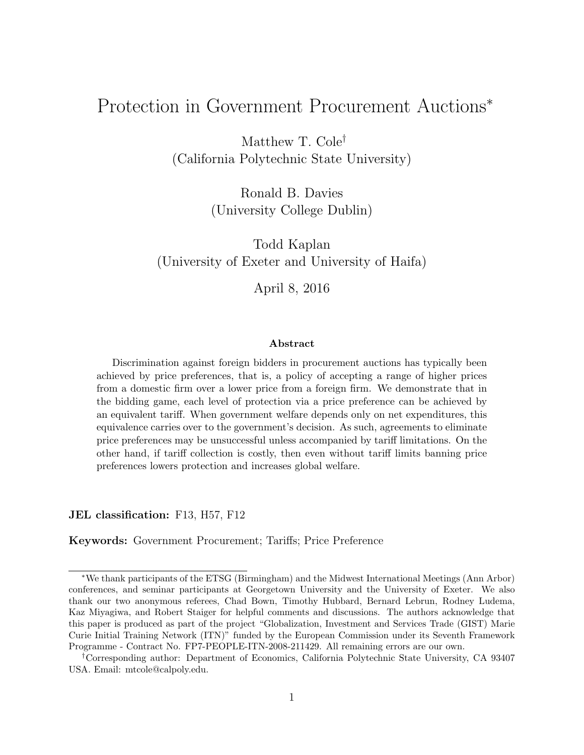# Protection in Government Procurement Auctions[*]

Matthew T. Cole[†]
(California Polytechnic State University)

Ronald B. Davies
(University College Dublin)

Todd Kaplan
(University of Exeter and University of Haifa)

April 8, 2016

### Abstract

Discrimination against foreign bidders in procurement auctions has typically been achieved by price preferences, that is, a policy of accepting a range of higher prices from a domestic firm over a lower price from a foreign firm. We demonstrate that in the bidding game, each level of protection via a price preference can be achieved by an equivalent tariff. When government welfare depends only on net expenditures, this equivalence carries over to the government's decision. As such, agreements to eliminate price preferences may be unsuccessful unless accompanied by tariff limitations. On the other hand, if tariff collection is costly, then even without tariff limits banning price preferences lowers protection and increases global welfare.

**JEL classification:** F13, H57, F12

**Keywords:** Government Procurement; Tariffs; Price Preference

---

[*] We thank participants of the ETSG (Birmingham) and the Midwest International Meetings (Ann Arbor) conferences, and seminar participants at Georgetown University and the University of Exeter. We also thank our two anonymous referees, Chad Bown, Timothy Hubbard, Bernard Lebrun, Rodney Ludema, Kaz Miyagiwa, and Robert Staiger for helpful comments and discussions. The authors acknowledge that this paper is produced as part of the project "Globalization, Investment and Services Trade (GIST) Marie Curie Initial Training Network (ITN)" funded by the European Commission under its Seventh Framework Programme - Contract No. FP7-PEOPLE-ITN-2008-211429. All remaining errors are our own.

[†] Corresponding author: Department of Economics, California Polytechnic State University, CA 93407 USA. Email: mtcole@calpoly.edu.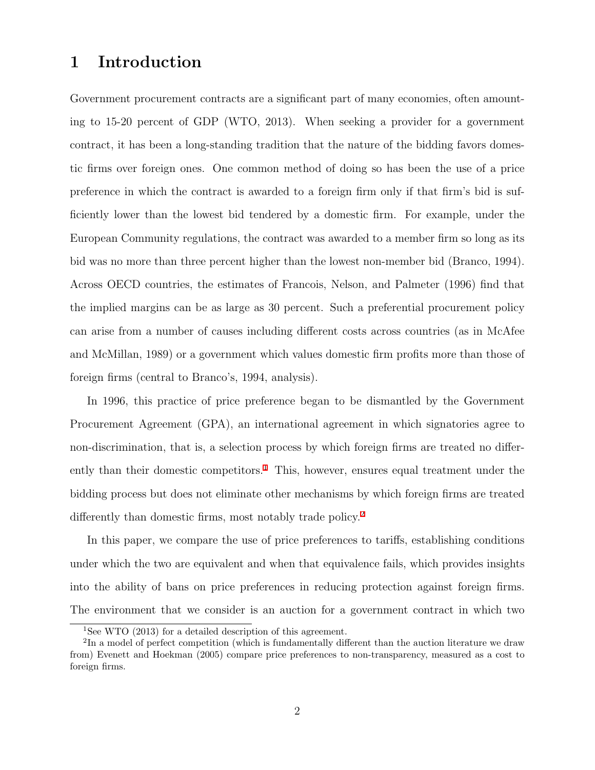# 1 Introduction

Government procurement contracts are a significant part of many economies, often amounting to 15-20 percent of GDP (WTO, 2013). When seeking a provider for a government contract, it has been a long-standing tradition that the nature of the bidding favors domestic firms over foreign ones. One common method of doing so has been the use of a price preference in which the contract is awarded to a foreign firm only if that firm's bid is sufficiently lower than the lowest bid tendered by a domestic firm. For example, under the European Community regulations, the contract was awarded to a member firm so long as its bid was no more than three percent higher than the lowest non-member bid (Branco, 1994). Across OECD countries, the estimates of Francois, Nelson, and Palmeter (1996) find that the implied margins can be as large as 30 percent. Such a preferential procurement policy can arise from a number of causes including different costs across countries (as in McAfee and McMillan, 1989) or a government which values domestic firm profits more than those of foreign firms (central to Branco's, 1994, analysis).

In 1996, this practice of price preference began to be dismantled by the Government Procurement Agreement (GPA), an international agreement in which signatories agree to non-discrimination, that is, a selection process by which foreign firms are treated no differently than their domestic competitors.[1] This, however, ensures equal treatment under the bidding process but does not eliminate other mechanisms by which foreign firms are treated differently than domestic firms, most notably trade policy.[2]

In this paper, we compare the use of price preferences to tariffs, establishing conditions under which the two are equivalent and when that equivalence fails, which provides insights into the ability of bans on price preferences in reducing protection against foreign firms. The environment that we consider is an auction for a government contract in which two

[1] See WTO (2013) for a detailed description of this agreement.

[2] In a model of perfect competition (which is fundamentally different than the auction literature we draw from) Evenett and Hoekman (2005) compare price preferences to non-transparency, measured as a cost to foreign firms.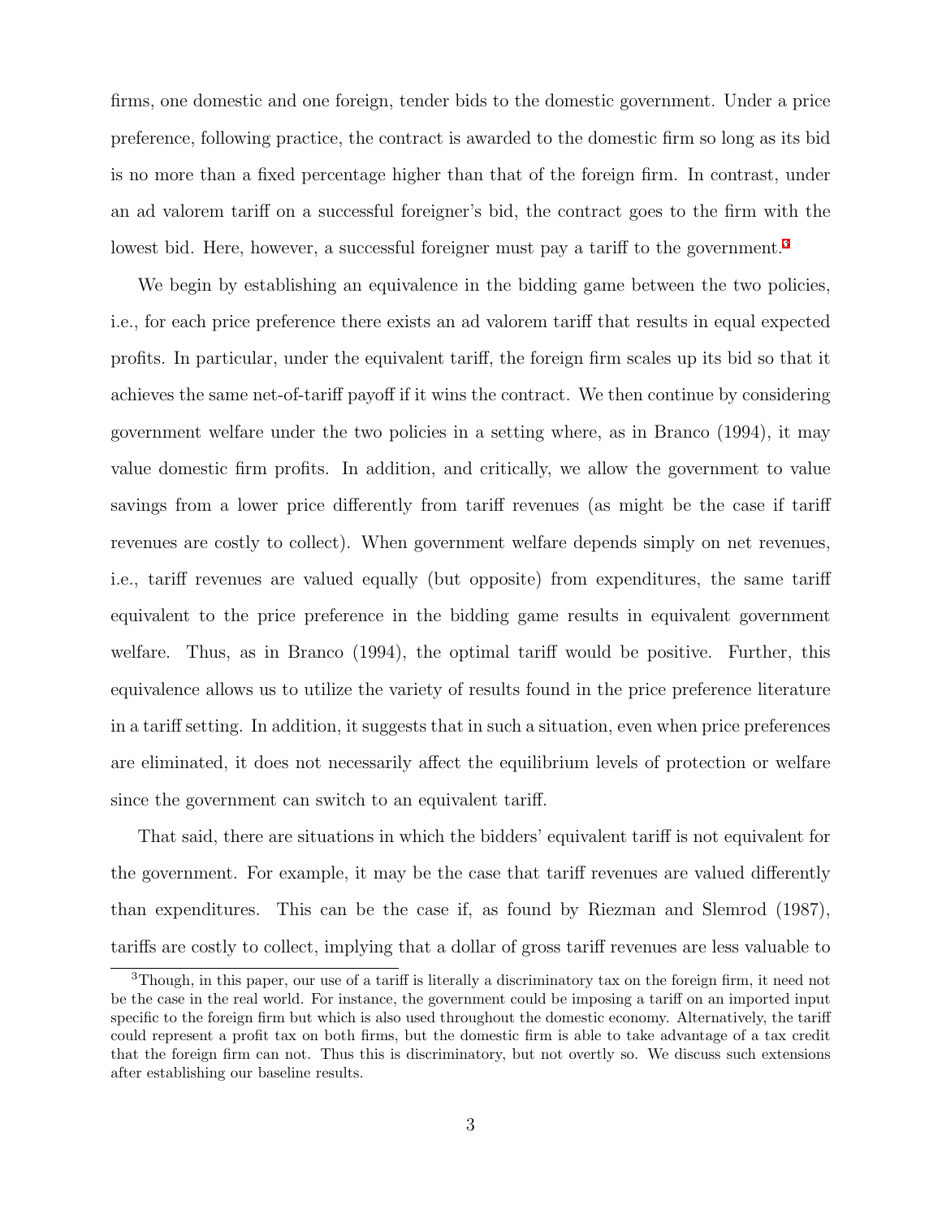firms, one domestic and one foreign, tender bids to the domestic government. Under a price preference, following practice, the contract is awarded to the domestic firm so long as its bid is no more than a fixed percentage higher than that of the foreign firm. In contrast, under an ad valorem tariff on a successful foreigner's bid, the contract goes to the firm with the lowest bid. Here, however, a successful foreigner must pay a tariff to the government.[3]

We begin by establishing an equivalence in the bidding game between the two policies, i.e., for each price preference there exists an ad valorem tariff that results in equal expected profits. In particular, under the equivalent tariff, the foreign firm scales up its bid so that it achieves the same net-of-tariff payoff if it wins the contract. We then continue by considering government welfare under the two policies in a setting where, as in Branco (1994), it may value domestic firm profits. In addition, and critically, we allow the government to value savings from a lower price differently from tariff revenues (as might be the case if tariff revenues are costly to collect). When government welfare depends simply on net revenues, i.e., tariff revenues are valued equally (but opposite) from expenditures, the same tariff equivalent to the price preference in the bidding game results in equivalent government welfare. Thus, as in Branco (1994), the optimal tariff would be positive. Further, this equivalence allows us to utilize the variety of results found in the price preference literature in a tariff setting. In addition, it suggests that in such a situation, even when price preferences are eliminated, it does not necessarily affect the equilibrium levels of protection or welfare since the government can switch to an equivalent tariff.

That said, there are situations in which the bidders' equivalent tariff is not equivalent for the government. For example, it may be the case that tariff revenues are valued differently than expenditures. This can be the case if, as found by Riezman and Slemrod (1987), tariffs are costly to collect, implying that a dollar of gross tariff revenues are less valuable to

[3]Though, in this paper, our use of a tariff is literally a discriminatory tax on the foreign firm, it need not be the case in the real world. For instance, the government could be imposing a tariff on an imported input specific to the foreign firm but which is also used throughout the domestic economy. Alternatively, the tariff could represent a profit tax on both firms, but the domestic firm is able to take advantage of a tax credit that the foreign firm can not. Thus this is discriminatory, but not overtly so. We discuss such extensions after establishing our baseline results.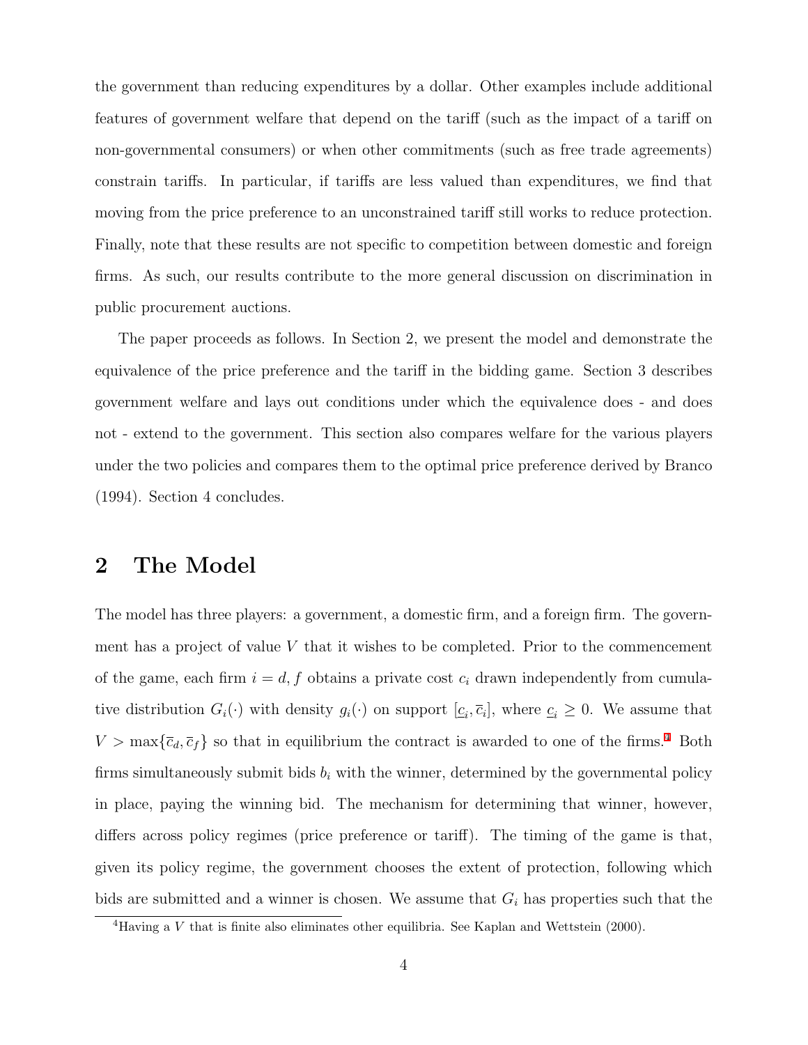the government than reducing expenditures by a dollar. Other examples include additional features of government welfare that depend on the tariff (such as the impact of a tariff on non-governmental consumers) or when other commitments (such as free trade agreements) constrain tariffs. In particular, if tariffs are less valued than expenditures, we find that moving from the price preference to an unconstrained tariff still works to reduce protection. Finally, note that these results are not specific to competition between domestic and foreign firms. As such, our results contribute to the more general discussion on discrimination in public procurement auctions.

The paper proceeds as follows. In Section 2, we present the model and demonstrate the equivalence of the price preference and the tariff in the bidding game. Section 3 describes government welfare and lays out conditions under which the equivalence does - and does not - extend to the government. This section also compares welfare for the various players under the two policies and compares them to the optimal price preference derived by Branco (1994). Section 4 concludes.

## 2 The Model

The model has three players: a government, a domestic firm, and a foreign firm. The government has a project of value $V$ that it wishes to be completed. Prior to the commencement of the game, each firm $i = d, f$ obtains a private cost $c_i$ drawn independently from cumulative distribution $G_i(\cdot)$ with density $g_i(\cdot)$ on support $[\underline{c}_i, \overline{c}_i]$, where $\underline{c}_i \geq 0$. We assume that $V > \max\{\overline{c}_d, \overline{c}_f\}$ so that in equilibrium the contract is awarded to one of the firms.[4] Both firms simultaneously submit bids $b_i$ with the winner, determined by the governmental policy in place, paying the winning bid. The mechanism for determining that winner, however, differs across policy regimes (price preference or tariff). The timing of the game is that, given its policy regime, the government chooses the extent of protection, following which bids are submitted and a winner is chosen. We assume that $G_i$ has properties such that the

[4]Having a $V$ that is finite also eliminates other equilibria. See Kaplan and Wettstein (2000).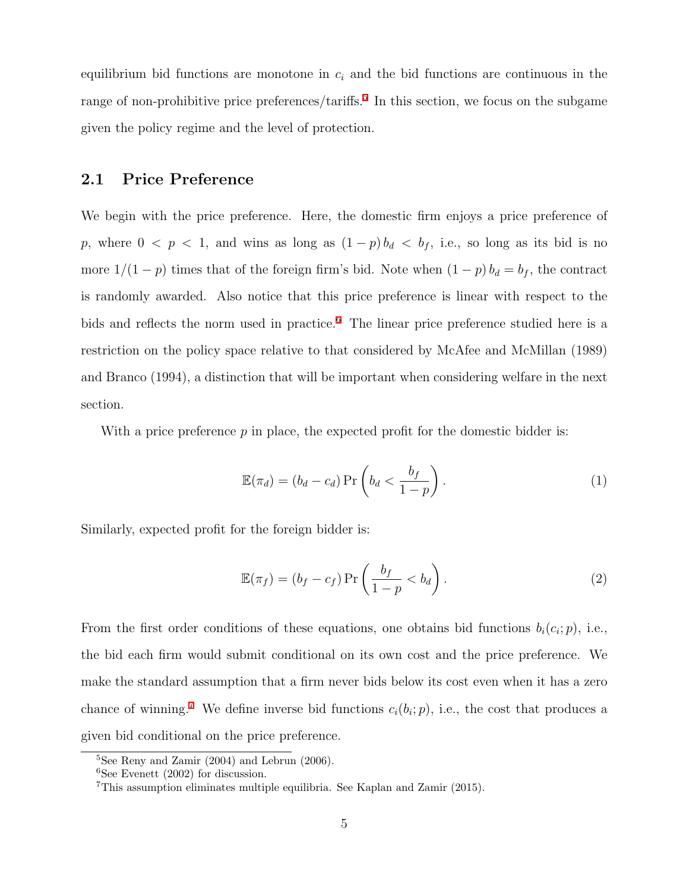equilibrium bid functions are monotone in $c_i$ and the bid functions are continuous in the range of non-prohibitive price preferences/tariffs.[5] In this section, we focus on the subgame given the policy regime and the level of protection.

## 2.1 Price Preference

We begin with the price preference. Here, the domestic firm enjoys a price preference of $p$, where $0 < p < 1$, and wins as long as $(1-p)\,b_d < b_f$, i.e., so long as its bid is no more $1/(1-p)$ times that of the foreign firm's bid. Note when $(1-p)\,b_d = b_f$, the contract is randomly awarded. Also notice that this price preference is linear with respect to the bids and reflects the norm used in practice.[6] The linear price preference studied here is a restriction on the policy space relative to that considered by McAfee and McMillan (1989) and Branco (1994), a distinction that will be important when considering welfare in the next section.

With a price preference $p$ in place, the expected profit for the domestic bidder is:

$$\mathbb{E}(\pi_d) = (b_d - c_d)\Pr\left(b_d < \frac{b_f}{1-p}\right). \tag{1}$$

Similarly, expected profit for the foreign bidder is:

$$\mathbb{E}(\pi_f) = (b_f - c_f)\Pr\left(\frac{b_f}{1-p} < b_d\right). \tag{2}$$

From the first order conditions of these equations, one obtains bid functions $b_i(c_i; p)$, i.e., the bid each firm would submit conditional on its own cost and the price preference. We make the standard assumption that a firm never bids below its cost even when it has a zero chance of winning.[7] We define inverse bid functions $c_i(b_i; p)$, i.e., the cost that produces a given bid conditional on the price preference.

---

[5] See Reny and Zamir (2004) and Lebrun (2006).

[6] See Evenett (2002) for discussion.

[7] This assumption eliminates multiple equilibria. See Kaplan and Zamir (2015).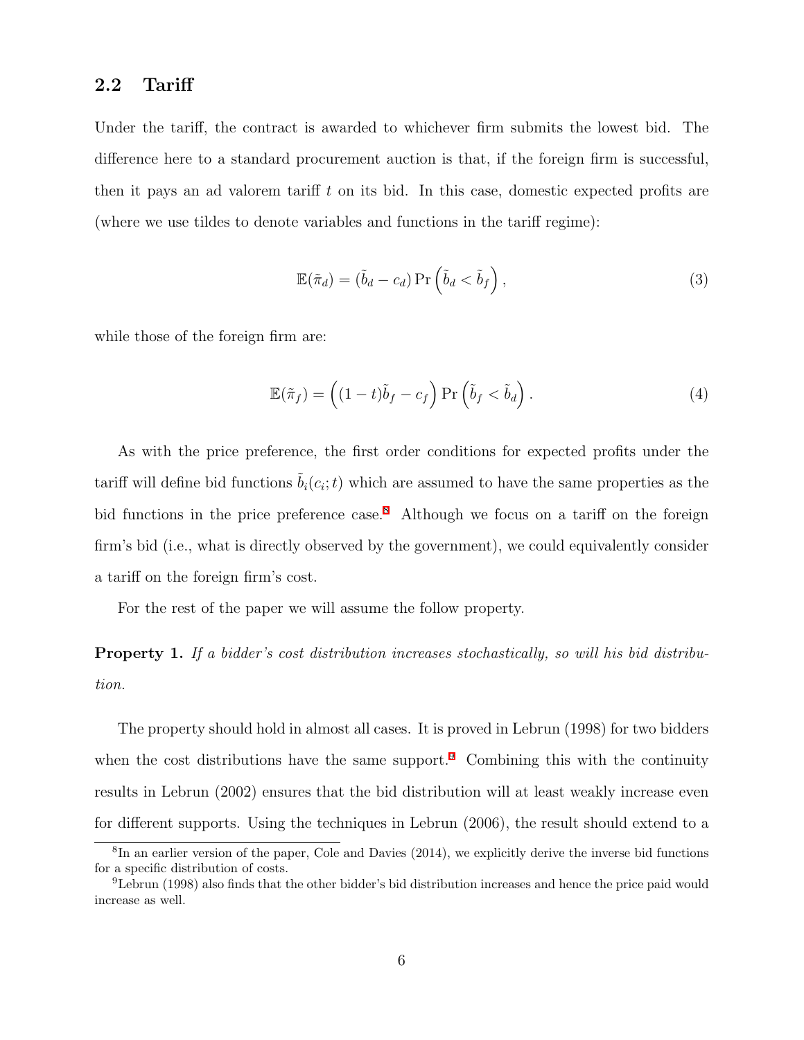## 2.2 Tariff

Under the tariff, the contract is awarded to whichever firm submits the lowest bid. The difference here to a standard procurement auction is that, if the foreign firm is successful, then it pays an ad valorem tariff $t$ on its bid. In this case, domestic expected profits are (where we use tildes to denote variables and functions in the tariff regime):

$$\mathbb{E}(\tilde{\pi}_d) = (\tilde{b}_d - c_d) \Pr\left(\tilde{b}_d < \tilde{b}_f\right), \tag{3}$$

while those of the foreign firm are:

$$\mathbb{E}(\tilde{\pi}_f) = \left((1-t)\tilde{b}_f - c_f\right) \Pr\left(\tilde{b}_f < \tilde{b}_d\right). \tag{4}$$

As with the price preference, the first order conditions for expected profits under the tariff will define bid functions $\tilde{b}_i(c_i; t)$ which are assumed to have the same properties as the bid functions in the price preference case.[8] Although we focus on a tariff on the foreign firm's bid (i.e., what is directly observed by the government), we could equivalently consider a tariff on the foreign firm's cost.

For the rest of the paper we will assume the follow property.

**Property 1.** *If a bidder's cost distribution increases stochastically, so will his bid distribution.*

The property should hold in almost all cases. It is proved in Lebrun (1998) for two bidders when the cost distributions have the same support.[9] Combining this with the continuity results in Lebrun (2002) ensures that the bid distribution will at least weakly increase even for different supports. Using the techniques in Lebrun (2006), the result should extend to a

---

[8] In an earlier version of the paper, Cole and Davies (2014), we explicitly derive the inverse bid functions for a specific distribution of costs.

[9] Lebrun (1998) also finds that the other bidder's bid distribution increases and hence the price paid would increase as well.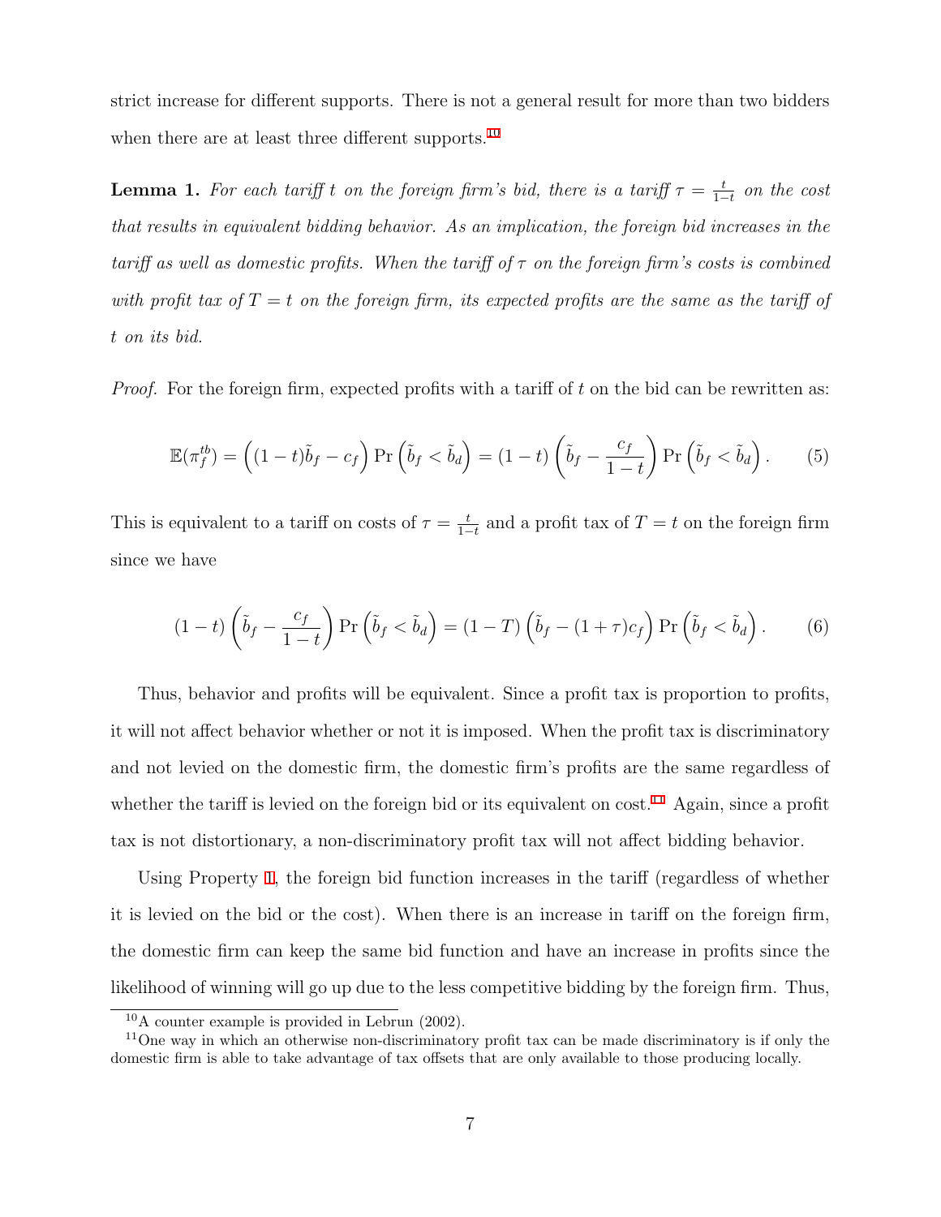strict increase for different supports. There is not a general result for more than two bidders when there are at least three different supports.[10]

**Lemma 1.** *For each tariff $t$ on the foreign firm's bid, there is a tariff $\tau = \frac{t}{1-t}$ on the cost that results in equivalent bidding behavior. As an implication, the foreign bid increases in the tariff as well as domestic profits. When the tariff of $\tau$ on the foreign firm's costs is combined with profit tax of $T = t$ on the foreign firm, its expected profits are the same as the tariff of $t$ on its bid.*

*Proof.* For the foreign firm, expected profits with a tariff of $t$ on the bid can be rewritten as:

$$\mathbb{E}(\pi_f^{tb}) = \left((1-t)\tilde{b}_f - c_f\right) \Pr\left(\tilde{b}_f < \tilde{b}_d\right) = (1-t)\left(\tilde{b}_f - \frac{c_f}{1-t}\right) \Pr\left(\tilde{b}_f < \tilde{b}_d\right). \tag{5}$$

This is equivalent to a tariff on costs of $\tau = \frac{t}{1-t}$ and a profit tax of $T = t$ on the foreign firm since we have

$$(1-t)\left(\tilde{b}_f - \frac{c_f}{1-t}\right) \Pr\left(\tilde{b}_f < \tilde{b}_d\right) = (1-T)\left(\tilde{b}_f - (1+\tau)c_f\right) \Pr\left(\tilde{b}_f < \tilde{b}_d\right). \tag{6}$$

Thus, behavior and profits will be equivalent. Since a profit tax is proportion to profits, it will not affect behavior whether or not it is imposed. When the profit tax is discriminatory and not levied on the domestic firm, the domestic firm's profits are the same regardless of whether the tariff is levied on the foreign bid or its equivalent on cost.[11] Again, since a profit tax is not distortionary, a non-discriminatory profit tax will not affect bidding behavior.

Using Property 1, the foreign bid function increases in the tariff (regardless of whether it is levied on the bid or the cost). When there is an increase in tariff on the foreign firm, the domestic firm can keep the same bid function and have an increase in profits since the likelihood of winning will go up due to the less competitive bidding by the foreign firm. Thus,

[10] A counter example is provided in Lebrun (2002).

[11] One way in which an otherwise non-discriminatory profit tax can be made discriminatory is if only the domestic firm is able to take advantage of tax offsets that are only available to those producing locally.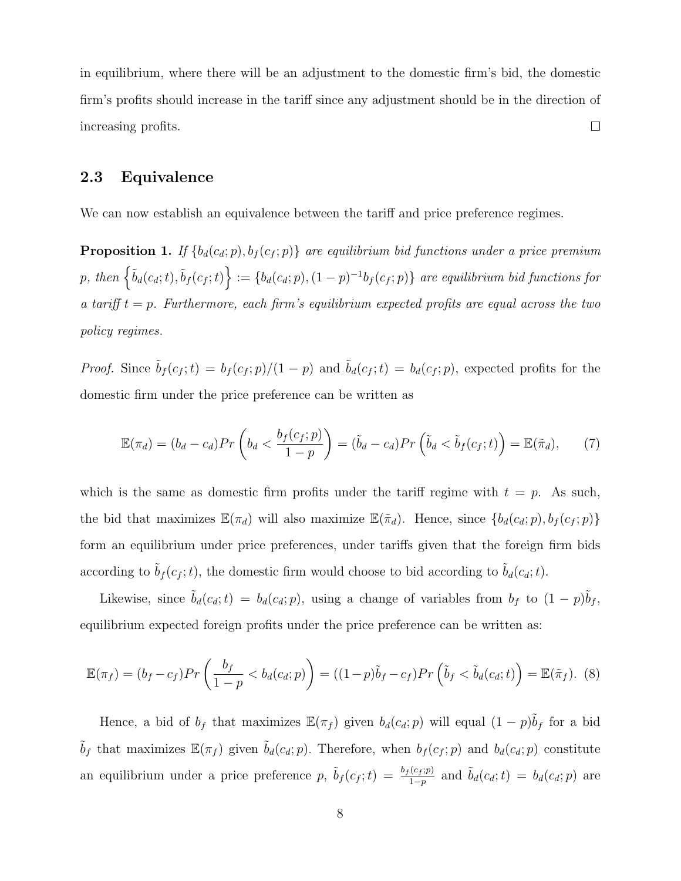in equilibrium, where there will be an adjustment to the domestic firm's bid, the domestic firm's profits should increase in the tariff since any adjustment should be in the direction of increasing profits. $\square$

### 2.3 Equivalence

We can now establish an equivalence between the tariff and price preference regimes.

**Proposition 1.** *If $\{b_d(c_d;p), b_f(c_f;p)\}$ are equilibrium bid functions under a price premium $p$, then $\left\{\tilde{b}_d(c_d;t), \tilde{b}_f(c_f;t)\right\} := \{b_d(c_d;p), (1-p)^{-1}b_f(c_f;p)\}$ are equilibrium bid functions for a tariff $t = p$. Furthermore, each firm's equilibrium expected profits are equal across the two policy regimes.*

*Proof.* Since $\tilde{b}_f(c_f;t) = b_f(c_f;p)/(1-p)$ and $\tilde{b}_d(c_f;t) = b_d(c_f;p)$, expected profits for the domestic firm under the price preference can be written as

$$\mathbb{E}(\pi_d) = (b_d - c_d)Pr\left(b_d < \frac{b_f(c_f;p)}{1-p}\right) = (\tilde{b}_d - c_d)Pr\left(\tilde{b}_d < \tilde{b}_f(c_f;t)\right) = \mathbb{E}(\tilde{\pi}_d), \tag{7}$$

which is the same as domestic firm profits under the tariff regime with $t = p$. As such, the bid that maximizes $\mathbb{E}(\pi_d)$ will also maximize $\mathbb{E}(\tilde{\pi}_d)$. Hence, since $\{b_d(c_d;p), b_f(c_f;p)\}$ form an equilibrium under price preferences, under tariffs given that the foreign firm bids according to $\tilde{b}_f(c_f;t)$, the domestic firm would choose to bid according to $\tilde{b}_d(c_d;t)$.

Likewise, since $\tilde{b}_d(c_d;t) = b_d(c_d;p)$, using a change of variables from $b_f$ to $(1-p)\tilde{b}_f$, equilibrium expected foreign profits under the price preference can be written as:

$$\mathbb{E}(\pi_f) = (b_f - c_f)Pr\left(\frac{b_f}{1-p} < b_d(c_d;p)\right) = ((1-p)\tilde{b}_f - c_f)Pr\left(\tilde{b}_f < \tilde{b}_d(c_d;t)\right) = \mathbb{E}(\tilde{\pi}_f). \tag{8}$$

Hence, a bid of $b_f$ that maximizes $\mathbb{E}(\pi_f)$ given $b_d(c_d;p)$ will equal $(1-p)\tilde{b}_f$ for a bid $\tilde{b}_f$ that maximizes $\mathbb{E}(\pi_f)$ given $\tilde{b}_d(c_d;p)$. Therefore, when $b_f(c_f;p)$ and $b_d(c_d;p)$ constitute an equilibrium under a price preference $p$, $\tilde{b}_f(c_f;t) = \frac{b_f(c_f;p)}{1-p}$ and $\tilde{b}_d(c_d;t) = b_d(c_d;p)$ are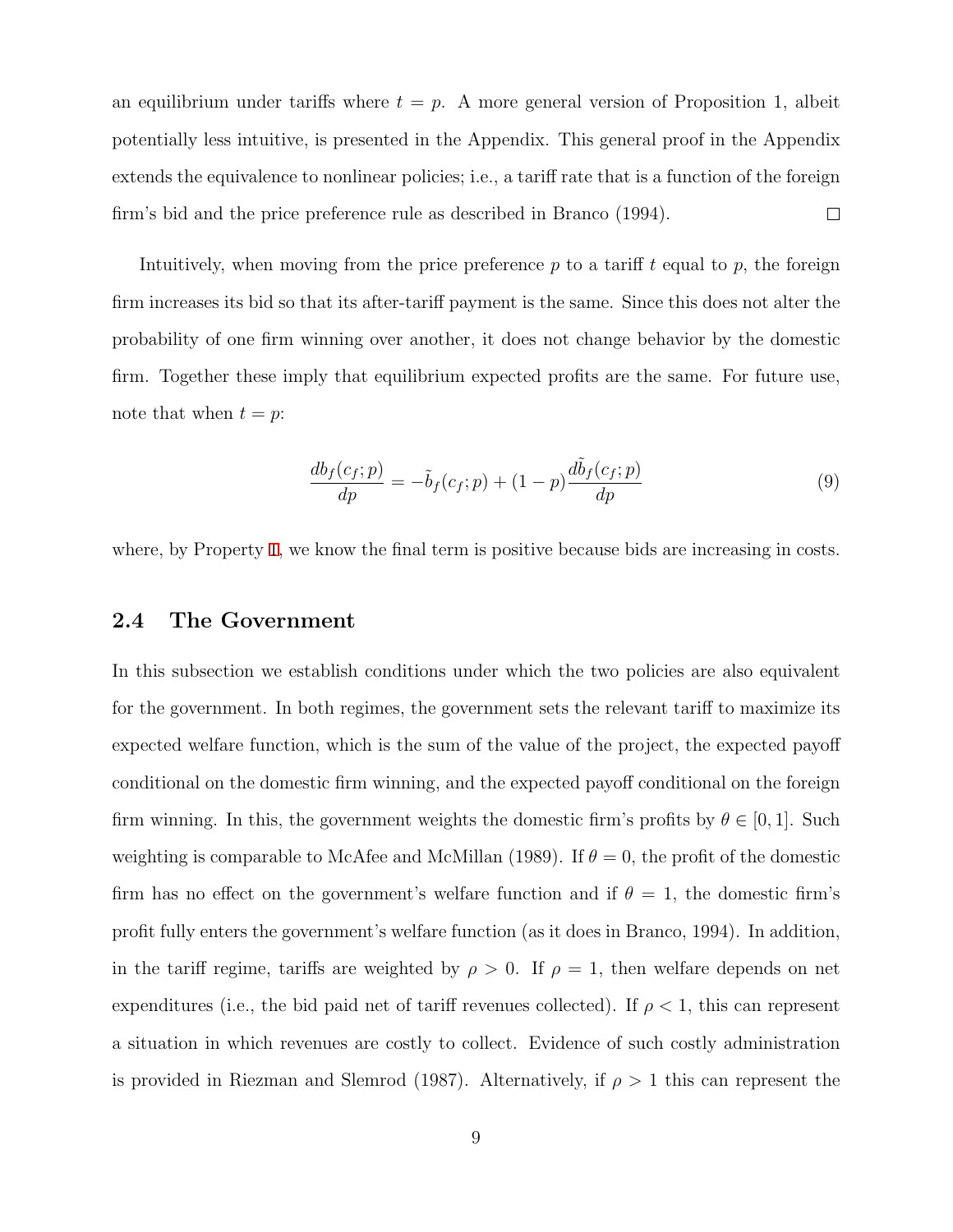an equilibrium under tariffs where $t = p$. A more general version of Proposition 1, albeit potentially less intuitive, is presented in the Appendix. This general proof in the Appendix extends the equivalence to nonlinear policies; i.e., a tariff rate that is a function of the foreign firm's bid and the price preference rule as described in Branco (1994). $\square$

Intuitively, when moving from the price preference $p$ to a tariff $t$ equal to $p$, the foreign firm increases its bid so that its after-tariff payment is the same. Since this does not alter the probability of one firm winning over another, it does not change behavior by the domestic firm. Together these imply that equilibrium expected profits are the same. For future use, note that when $t = p$:

$$\frac{db_f(c_f;p)}{dp} = -\tilde{b}_f(c_f;p) + (1-p)\frac{d\tilde{b}_f(c_f;p)}{dp} \tag{9}$$

where, by Property 1, we know the final term is positive because bids are increasing in costs.

### 2.4 The Government

In this subsection we establish conditions under which the two policies are also equivalent for the government. In both regimes, the government sets the relevant tariff to maximize its expected welfare function, which is the sum of the value of the project, the expected payoff conditional on the domestic firm winning, and the expected payoff conditional on the foreign firm winning. In this, the government weights the domestic firm's profits by $\theta \in [0, 1]$. Such weighting is comparable to McAfee and McMillan (1989). If $\theta = 0$, the profit of the domestic firm has no effect on the government's welfare function and if $\theta = 1$, the domestic firm's profit fully enters the government's welfare function (as it does in Branco, 1994). In addition, in the tariff regime, tariffs are weighted by $\rho > 0$. If $\rho = 1$, then welfare depends on net expenditures (i.e., the bid paid net of tariff revenues collected). If $\rho < 1$, this can represent a situation in which revenues are costly to collect. Evidence of such costly administration is provided in Riezman and Slemrod (1987). Alternatively, if $\rho > 1$ this can represent the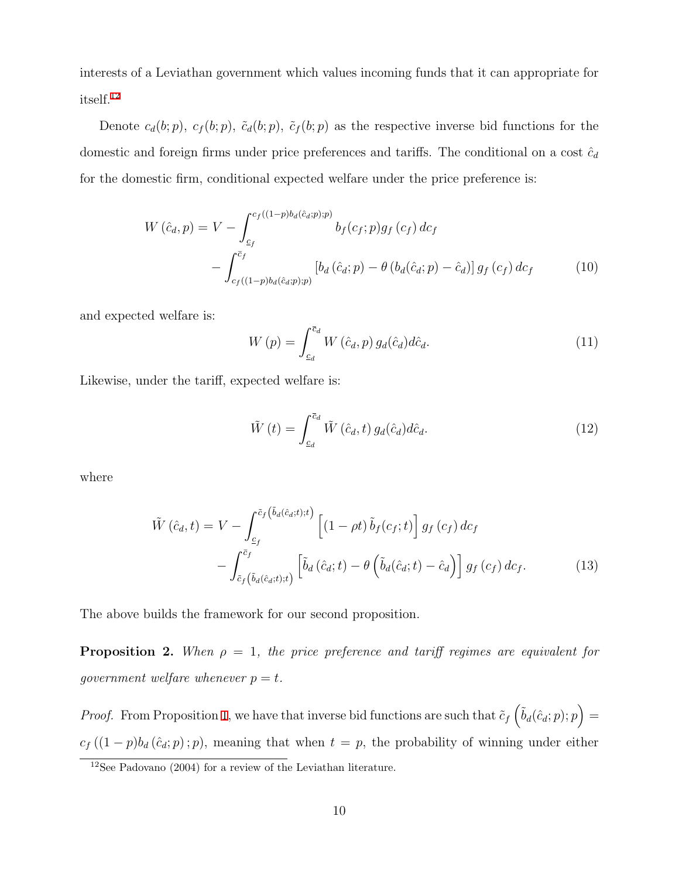interests of a Leviathan government which values incoming funds that it can appropriate for itself.[12]

Denote $c_d(b;p)$, $c_f(b;p)$, $\tilde{c}_d(b;p)$, $\tilde{c}_f(b;p)$ as the respective inverse bid functions for the domestic and foreign firms under price preferences and tariffs. The conditional on a cost $\hat{c}_d$ for the domestic firm, conditional expected welfare under the price preference is:

$$
\begin{aligned}
W(\hat{c}_d, p) = V &- \int_{\underline{c}_f}^{c_f((1-p)b_d(\hat{c}_d;p);p)} b_f(c_f;p) g_f(c_f)\, dc_f \\
&- \int_{c_f((1-p)b_d(\hat{c}_d;p);p)}^{\bar{c}_f} \left[b_d(\hat{c}_d;p) - \theta\left(b_d(\hat{c}_d;p) - \hat{c}_d\right)\right] g_f(c_f)\, dc_f
\end{aligned}
\tag{10}
$$

and expected welfare is:

$$
W(p) = \int_{\underline{c}_d}^{\bar{c}_d} W(\hat{c}_d, p)\, g_d(\hat{c}_d) d\hat{c}_d. \tag{11}
$$

Likewise, under the tariff, expected welfare is:

$$
\tilde{W}(t) = \int_{\underline{c}_d}^{\bar{c}_d} \tilde{W}(\hat{c}_d, t)\, g_d(\hat{c}_d) d\hat{c}_d. \tag{12}
$$

where

$$
\begin{aligned}
\tilde{W}(\hat{c}_d, t) = V &- \int_{\underline{c}_f}^{\tilde{c}_f\left(\tilde{b}_d(\hat{c}_d;t);t\right)} \left[(1-\rho t)\, \tilde{b}_f(c_f;t)\right] g_f(c_f)\, dc_f \\
&- \int_{\tilde{c}_f\left(\tilde{b}_d(\hat{c}_d;t);t\right)}^{\bar{c}_f} \left[\tilde{b}_d(\hat{c}_d;t) - \theta\left(\tilde{b}_d(\hat{c}_d;t) - \hat{c}_d\right)\right] g_f(c_f)\, dc_f.
\end{aligned}
\tag{13}
$$

The above builds the framework for our second proposition.

**Proposition 2.** *When $\rho = 1$, the price preference and tariff regimes are equivalent for government welfare whenever $p = t$.*

*Proof.* From Proposition 1, we have that inverse bid functions are such that $\tilde{c}_f\left(\tilde{b}_d(\hat{c}_d;p);p\right) = c_f\left((1-p)b_d(\hat{c}_d;p);p\right)$, meaning that when $t = p$, the probability of winning under either

[12] See Padovano (2004) for a review of the Leviathan literature.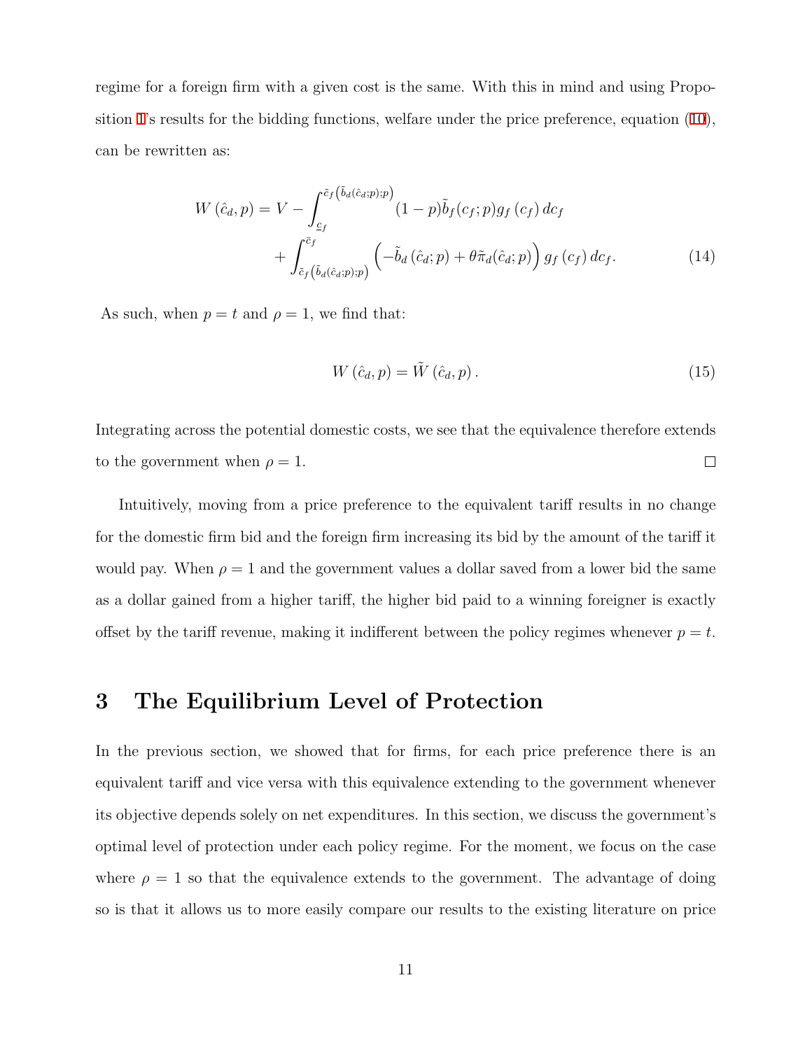regime for a foreign firm with a given cost is the same. With this in mind and using Proposition 1's results for the bidding functions, welfare under the price preference, equation (10), can be rewritten as:

$$W\left(\hat{c}_d, p\right) = V - \int_{\underline{c}_f}^{\tilde{c}_f\left(\tilde{b}_d(\hat{c}_d;p);p\right)} (1-p)\tilde{b}_f(c_f;p) g_f\left(c_f\right) dc_f + \int_{\tilde{c}_f\left(\tilde{b}_d(\hat{c}_d;p);p\right)}^{\bar{c}_f} \left(-\tilde{b}_d\left(\hat{c}_d;p\right) + \theta\tilde{\pi}_d(\hat{c}_d;p)\right) g_f\left(c_f\right) dc_f. \tag{14}$$

As such, when $p = t$ and $\rho = 1$, we find that:

$$W\left(\hat{c}_d, p\right) = \tilde{W}\left(\hat{c}_d, p\right). \tag{15}$$

Integrating across the potential domestic costs, we see that the equivalence therefore extends to the government when $\rho = 1$. □

Intuitively, moving from a price preference to the equivalent tariff results in no change for the domestic firm bid and the foreign firm increasing its bid by the amount of the tariff it would pay. When $\rho = 1$ and the government values a dollar saved from a lower bid the same as a dollar gained from a higher tariff, the higher bid paid to a winning foreigner is exactly offset by the tariff revenue, making it indifferent between the policy regimes whenever $p = t$.

# 3 The Equilibrium Level of Protection

In the previous section, we showed that for firms, for each price preference there is an equivalent tariff and vice versa with this equivalence extending to the government whenever its objective depends solely on net expenditures. In this section, we discuss the government's optimal level of protection under each policy regime. For the moment, we focus on the case where $\rho = 1$ so that the equivalence extends to the government. The advantage of doing so is that it allows us to more easily compare our results to the existing literature on price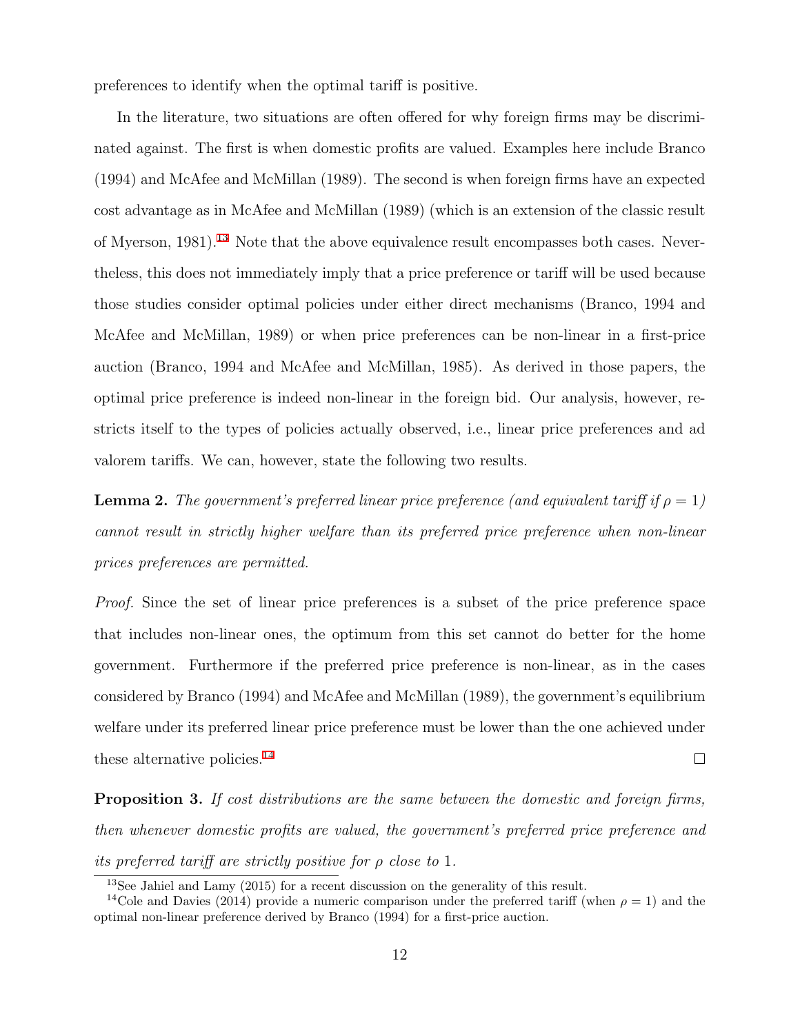preferences to identify when the optimal tariff is positive.

In the literature, two situations are often offered for why foreign firms may be discriminated against. The first is when domestic profits are valued. Examples here include Branco (1994) and McAfee and McMillan (1989). The second is when foreign firms have an expected cost advantage as in McAfee and McMillan (1989) (which is an extension of the classic result of Myerson, 1981).[13] Note that the above equivalence result encompasses both cases. Nevertheless, this does not immediately imply that a price preference or tariff will be used because those studies consider optimal policies under either direct mechanisms (Branco, 1994 and McAfee and McMillan, 1989) or when price preferences can be non-linear in a first-price auction (Branco, 1994 and McAfee and McMillan, 1985). As derived in those papers, the optimal price preference is indeed non-linear in the foreign bid. Our analysis, however, restricts itself to the types of policies actually observed, i.e., linear price preferences and ad valorem tariffs. We can, however, state the following two results.

**Lemma 2.** *The government's preferred linear price preference (and equivalent tariff if $\rho = 1$) cannot result in strictly higher welfare than its preferred price preference when non-linear prices preferences are permitted.*

*Proof.* Since the set of linear price preferences is a subset of the price preference space that includes non-linear ones, the optimum from this set cannot do better for the home government. Furthermore if the preferred price preference is non-linear, as in the cases considered by Branco (1994) and McAfee and McMillan (1989), the government's equilibrium welfare under its preferred linear price preference must be lower than the one achieved under these alternative policies.[14] □

**Proposition 3.** *If cost distributions are the same between the domestic and foreign firms, then whenever domestic profits are valued, the government's preferred price preference and its preferred tariff are strictly positive for $\rho$ close to 1.*

[13] See Jahiel and Lamy (2015) for a recent discussion on the generality of this result.

[14] Cole and Davies (2014) provide a numeric comparison under the preferred tariff (when $\rho = 1$) and the optimal non-linear preference derived by Branco (1994) for a first-price auction.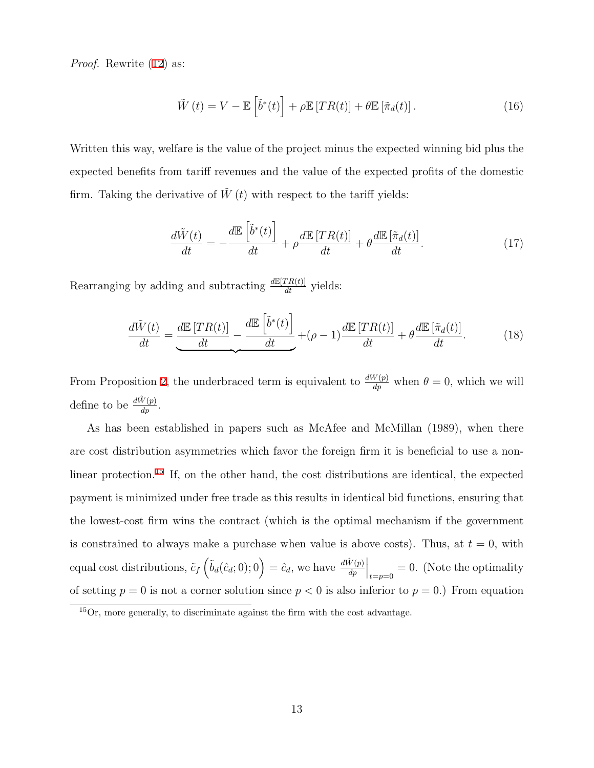*Proof.* Rewrite (12) as:

$$\tilde{W}(t) = V - \mathbb{E}\left[\tilde{b}^*(t)\right] + \rho \mathbb{E}\left[TR(t)\right] + \theta \mathbb{E}\left[\tilde{\pi}_d(t)\right]. \tag{16}$$

Written this way, welfare is the value of the project minus the expected winning bid plus the expected benefits from tariff revenues and the value of the expected profits of the domestic firm. Taking the derivative of $\tilde{W}(t)$ with respect to the tariff yields:

$$\frac{d\tilde{W}(t)}{dt} = -\frac{d\mathbb{E}\left[\tilde{b}^*(t)\right]}{dt} + \rho\frac{d\mathbb{E}\left[TR(t)\right]}{dt} + \theta\frac{d\mathbb{E}\left[\tilde{\pi}_d(t)\right]}{dt}. \tag{17}$$

Rearranging by adding and subtracting $\frac{d\mathbb{E}[TR(t)]}{dt}$ yields:

$$\frac{d\tilde{W}(t)}{dt} = \underbrace{\frac{d\mathbb{E}\left[TR(t)\right]}{dt} - \frac{d\mathbb{E}\left[\tilde{b}^*(t)\right]}{dt}} + (\rho - 1)\frac{d\mathbb{E}\left[TR(t)\right]}{dt} + \theta\frac{d\mathbb{E}\left[\tilde{\pi}_d(t)\right]}{dt}. \tag{18}$$

From Proposition 2, the underbraced term is equivalent to $\frac{dW(p)}{dp}$ when $\theta = 0$, which we will define to be $\frac{d\hat{W}(p)}{dp}$.

As has been established in papers such as McAfee and McMillan (1989), when there are cost distribution asymmetries which favor the foreign firm it is beneficial to use a non-linear protection.[15] If, on the other hand, the cost distributions are identical, the expected payment is minimized under free trade as this results in identical bid functions, ensuring that the lowest-cost firm wins the contract (which is the optimal mechanism if the government is constrained to always make a purchase when value is above costs). Thus, at $t = 0$, with equal cost distributions, $\tilde{c}_f\left(\tilde{b}_d(\hat{c}_d; 0); 0\right) = \hat{c}_d$, we have $\left.\frac{d\hat{W}(p)}{dp}\right|_{t=p=0} = 0$. (Note the optimality of setting $p = 0$ is not a corner solution since $p < 0$ is also inferior to $p = 0$.) From equation

[15] Or, more generally, to discriminate against the firm with the cost advantage.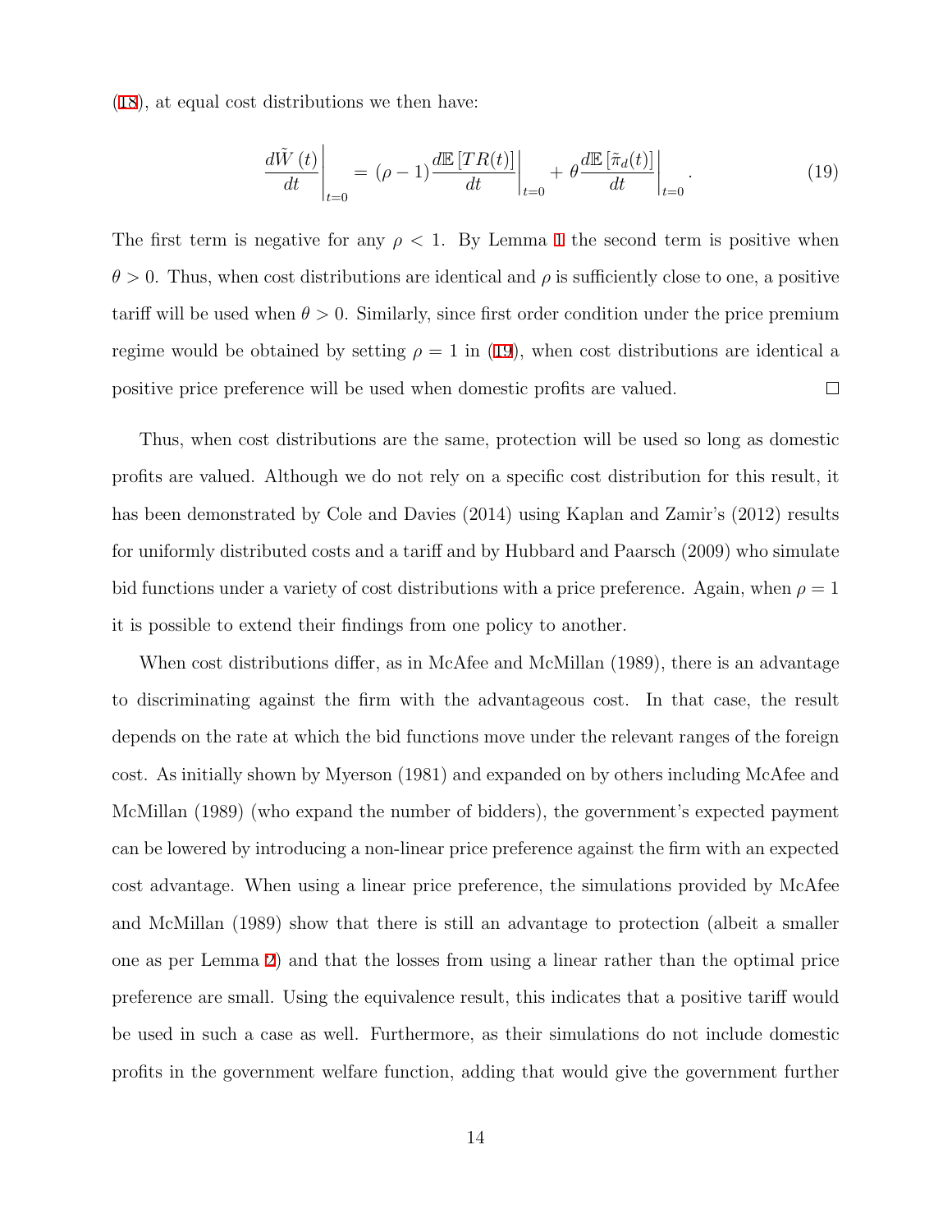(18), at equal cost distributions we then have:

$$\left.\frac{d\tilde{W}(t)}{dt}\right|_{t=0} = (\rho - 1)\left.\frac{d\mathbb{E}[TR(t)]}{dt}\right|_{t=0} + \theta\left.\frac{d\mathbb{E}[\tilde{\pi}_d(t)]}{dt}\right|_{t=0}. \tag{19}$$

The first term is negative for any $\rho < 1$. By Lemma 1 the second term is positive when $\theta > 0$. Thus, when cost distributions are identical and $\rho$ is sufficiently close to one, a positive tariff will be used when $\theta > 0$. Similarly, since first order condition under the price premium regime would be obtained by setting $\rho = 1$ in (19), when cost distributions are identical a positive price preference will be used when domestic profits are valued. □

Thus, when cost distributions are the same, protection will be used so long as domestic profits are valued. Although we do not rely on a specific cost distribution for this result, it has been demonstrated by Cole and Davies (2014) using Kaplan and Zamir's (2012) results for uniformly distributed costs and a tariff and by Hubbard and Paarsch (2009) who simulate bid functions under a variety of cost distributions with a price preference. Again, when $\rho = 1$ it is possible to extend their findings from one policy to another.

When cost distributions differ, as in McAfee and McMillan (1989), there is an advantage to discriminating against the firm with the advantageous cost. In that case, the result depends on the rate at which the bid functions move under the relevant ranges of the foreign cost. As initially shown by Myerson (1981) and expanded on by others including McAfee and McMillan (1989) (who expand the number of bidders), the government's expected payment can be lowered by introducing a non-linear price preference against the firm with an expected cost advantage. When using a linear price preference, the simulations provided by McAfee and McMillan (1989) show that there is still an advantage to protection (albeit a smaller one as per Lemma 2) and that the losses from using a linear rather than the optimal price preference are small. Using the equivalence result, this indicates that a positive tariff would be used in such a case as well. Furthermore, as their simulations do not include domestic profits in the government welfare function, adding that would give the government further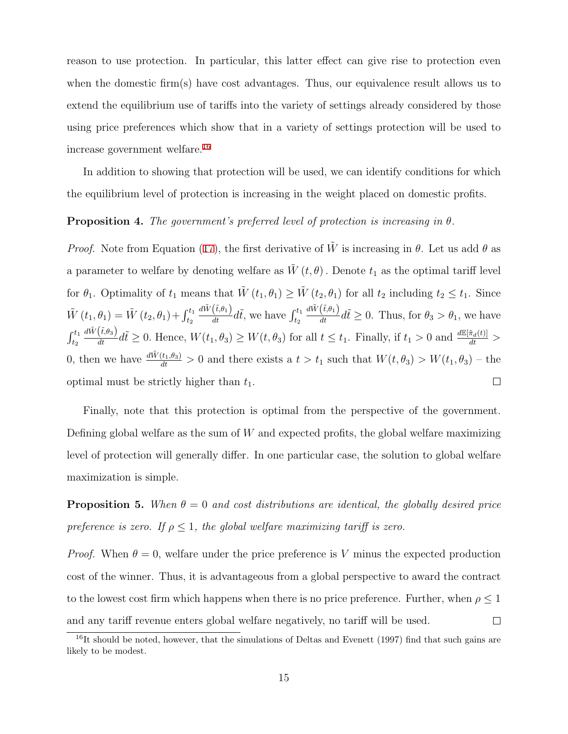reason to use protection. In particular, this latter effect can give rise to protection even when the domestic firm(s) have cost advantages. Thus, our equivalence result allows us to extend the equilibrium use of tariffs into the variety of settings already considered by those using price preferences which show that in a variety of settings protection will be used to increase government welfare.[16]

In addition to showing that protection will be used, we can identify conditions for which the equilibrium level of protection is increasing in the weight placed on domestic profits.

**Proposition 4.** *The government's preferred level of protection is increasing in $\theta$.*

*Proof.* Note from Equation (17), the first derivative of $\tilde{W}$ is increasing in $\theta$. Let us add $\theta$ as a parameter to welfare by denoting welfare as $\tilde{W}(t, \theta)$. Denote $t_1$ as the optimal tariff level for $\theta_1$. Optimality of $t_1$ means that $\tilde{W}(t_1, \theta_1) \geq \tilde{W}(t_2, \theta_1)$ for all $t_2$ including $t_2 \leq t_1$. Since $\tilde{W}(t_1, \theta_1) = \tilde{W}(t_2, \theta_1) + \int_{t_2}^{t_1} \frac{d\tilde{W}(\tilde{t}, \theta_1)}{dt} d\tilde{t}$, we have $\int_{t_2}^{t_1} \frac{d\tilde{W}(\tilde{t}, \theta_1)}{dt} d\tilde{t} \geq 0$. Thus, for $\theta_3 > \theta_1$, we have $\int_{t_2}^{t_1} \frac{d\tilde{W}(\tilde{t}, \theta_3)}{dt} d\tilde{t} \geq 0$. Hence, $W(t_1, \theta_3) \geq W(t, \theta_3)$ for all $t \leq t_1$. Finally, if $t_1 > 0$ and $\frac{d\mathbb{E}[\tilde{\pi}_d(t)]}{dt} > 0$, then we have $\frac{d\tilde{W}(t_1, \theta_3)}{dt} > 0$ and there exists a $t > t_1$ such that $W(t, \theta_3) > W(t_1, \theta_3)$ – the optimal must be strictly higher than $t_1$. $\square$

Finally, note that this protection is optimal from the perspective of the government. Defining global welfare as the sum of $W$ and expected profits, the global welfare maximizing level of protection will generally differ. In one particular case, the solution to global welfare maximization is simple.

**Proposition 5.** *When $\theta = 0$ and cost distributions are identical, the globally desired price preference is zero. If $\rho \leq 1$, the global welfare maximizing tariff is zero.*

*Proof.* When $\theta = 0$, welfare under the price preference is $V$ minus the expected production cost of the winner. Thus, it is advantageous from a global perspective to award the contract to the lowest cost firm which happens when there is no price preference. Further, when $\rho \leq 1$ and any tariff revenue enters global welfare negatively, no tariff will be used. $\square$

[16] It should be noted, however, that the simulations of Deltas and Evenett (1997) find that such gains are likely to be modest.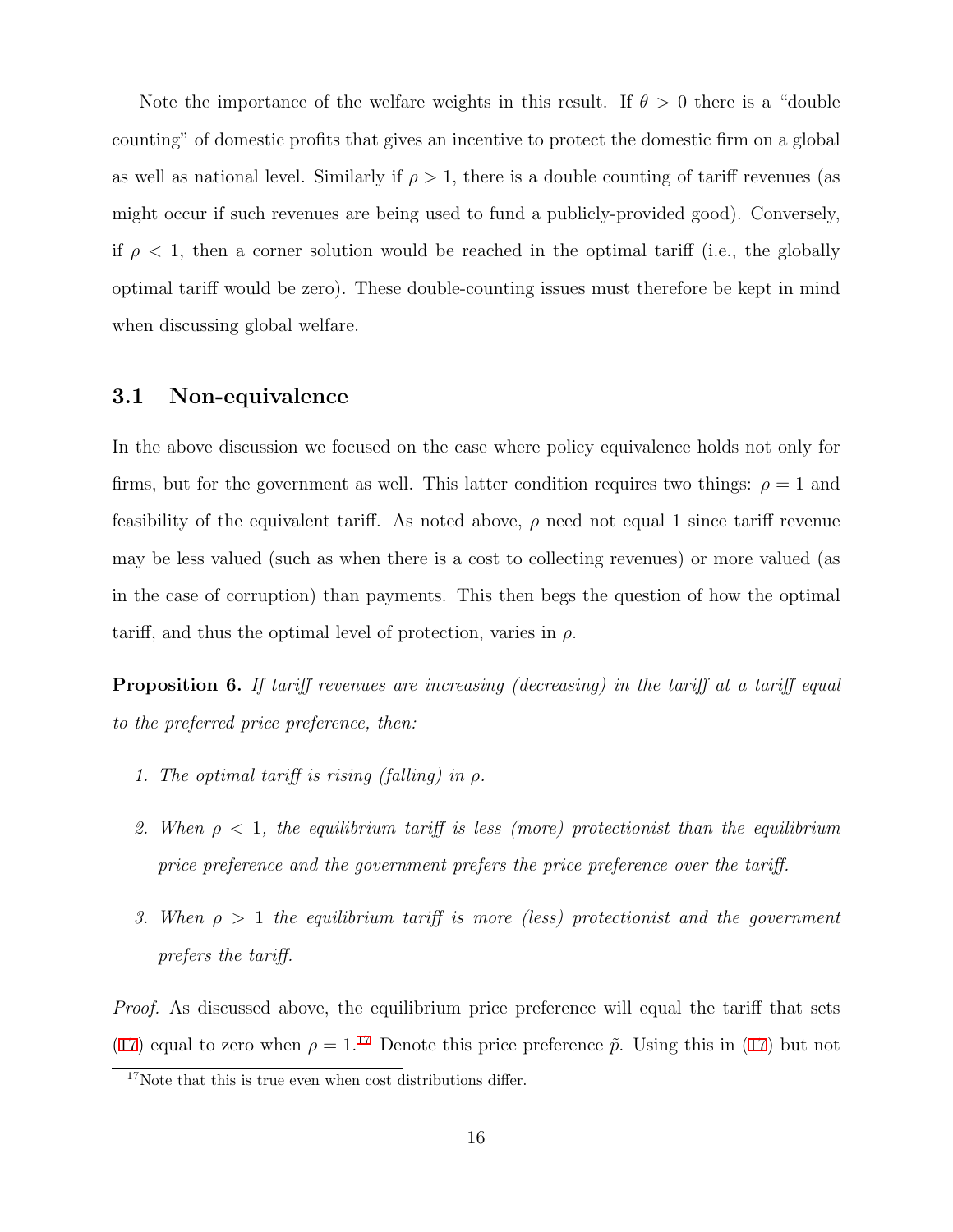Note the importance of the welfare weights in this result. If $\theta > 0$ there is a "double counting" of domestic profits that gives an incentive to protect the domestic firm on a global as well as national level. Similarly if $\rho > 1$, there is a double counting of tariff revenues (as might occur if such revenues are being used to fund a publicly-provided good). Conversely, if $\rho < 1$, then a corner solution would be reached in the optimal tariff (i.e., the globally optimal tariff would be zero). These double-counting issues must therefore be kept in mind when discussing global welfare.

## 3.1 Non-equivalence

In the above discussion we focused on the case where policy equivalence holds not only for firms, but for the government as well. This latter condition requires two things: $\rho = 1$ and feasibility of the equivalent tariff. As noted above, $\rho$ need not equal 1 since tariff revenue may be less valued (such as when there is a cost to collecting revenues) or more valued (as in the case of corruption) than payments. This then begs the question of how the optimal tariff, and thus the optimal level of protection, varies in $\rho$.

**Proposition 6.** *If tariff revenues are increasing (decreasing) in the tariff at a tariff equal to the preferred price preference, then:*

1. *The optimal tariff is rising (falling) in $\rho$.*
2. *When $\rho < 1$, the equilibrium tariff is less (more) protectionist than the equilibrium price preference and the government prefers the price preference over the tariff.*
3. *When $\rho > 1$ the equilibrium tariff is more (less) protectionist and the government prefers the tariff.*

*Proof.* As discussed above, the equilibrium price preference will equal the tariff that sets (17) equal to zero when $\rho = 1$.[17] Denote this price preference $\tilde{p}$. Using this in (17) but not

[17] Note that this is true even when cost distributions differ.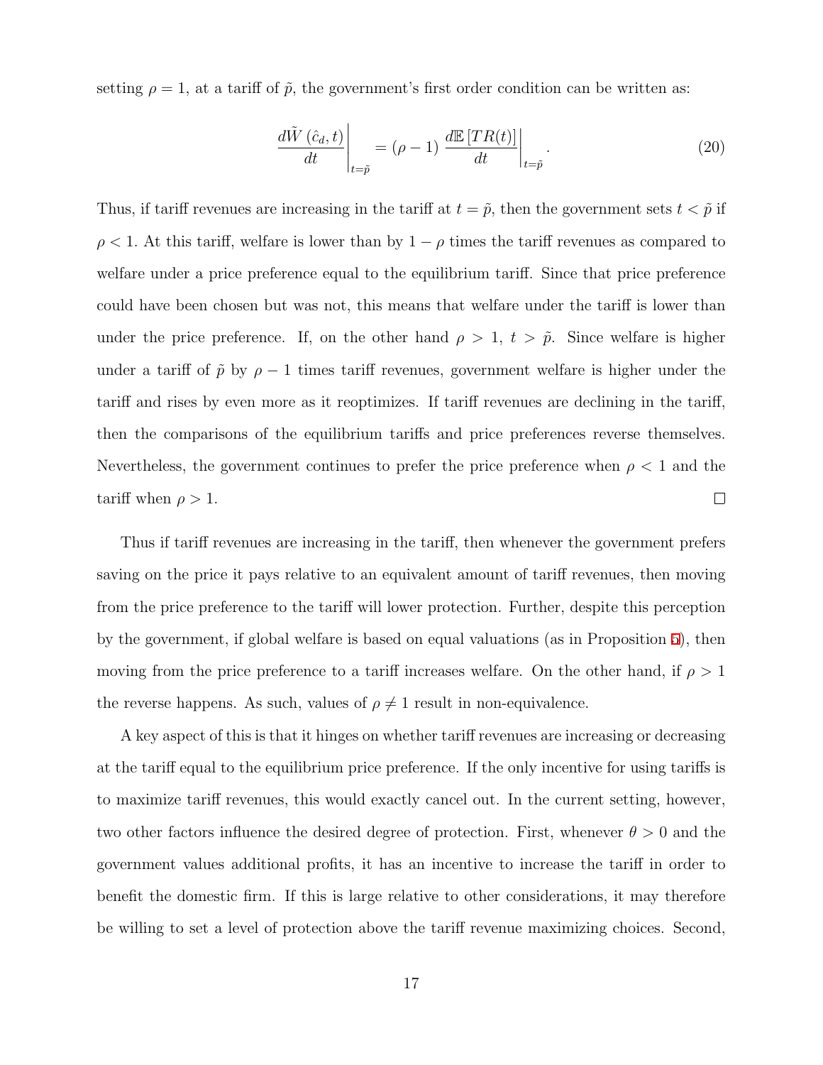setting $\rho = 1$, at a tariff of $\tilde{p}$, the government's first order condition can be written as:

$$\left.\frac{d\tilde{W}\left(\hat{c}_d, t\right)}{dt}\right|_{t=\tilde{p}} = (\rho - 1) \left.\frac{d\mathbb{E}\left[TR(t)\right]}{dt}\right|_{t=\tilde{p}}. \tag{20}$$

Thus, if tariff revenues are increasing in the tariff at $t = \tilde{p}$, then the government sets $t < \tilde{p}$ if $\rho < 1$. At this tariff, welfare is lower than by $1 - \rho$ times the tariff revenues as compared to welfare under a price preference equal to the equilibrium tariff. Since that price preference could have been chosen but was not, this means that welfare under the tariff is lower than under the price preference. If, on the other hand $\rho > 1$, $t > \tilde{p}$. Since welfare is higher under a tariff of $\tilde{p}$ by $\rho - 1$ times tariff revenues, government welfare is higher under the tariff and rises by even more as it reoptimizes. If tariff revenues are declining in the tariff, then the comparisons of the equilibrium tariffs and price preferences reverse themselves. Nevertheless, the government continues to prefer the price preference when $\rho < 1$ and the tariff when $\rho > 1$. □

Thus if tariff revenues are increasing in the tariff, then whenever the government prefers saving on the price it pays relative to an equivalent amount of tariff revenues, then moving from the price preference to the tariff will lower protection. Further, despite this perception by the government, if global welfare is based on equal valuations (as in Proposition 5), then moving from the price preference to a tariff increases welfare. On the other hand, if $\rho > 1$ the reverse happens. As such, values of $\rho \neq 1$ result in non-equivalence.

A key aspect of this is that it hinges on whether tariff revenues are increasing or decreasing at the tariff equal to the equilibrium price preference. If the only incentive for using tariffs is to maximize tariff revenues, this would exactly cancel out. In the current setting, however, two other factors influence the desired degree of protection. First, whenever $\theta > 0$ and the government values additional profits, it has an incentive to increase the tariff in order to benefit the domestic firm. If this is large relative to other considerations, it may therefore be willing to set a level of protection above the tariff revenue maximizing choices. Second,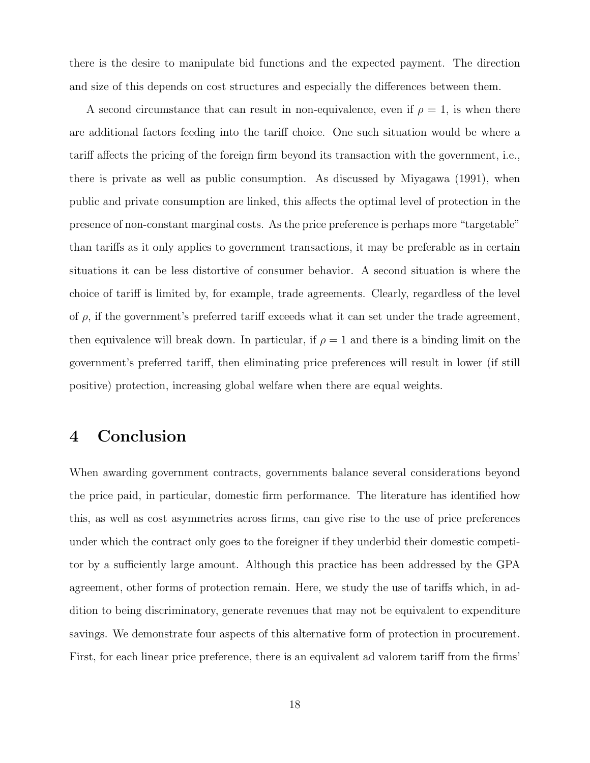there is the desire to manipulate bid functions and the expected payment. The direction and size of this depends on cost structures and especially the differences between them.

A second circumstance that can result in non-equivalence, even if $\rho = 1$, is when there are additional factors feeding into the tariff choice. One such situation would be where a tariff affects the pricing of the foreign firm beyond its transaction with the government, i.e., there is private as well as public consumption. As discussed by Miyagawa (1991), when public and private consumption are linked, this affects the optimal level of protection in the presence of non-constant marginal costs. As the price preference is perhaps more "targetable" than tariffs as it only applies to government transactions, it may be preferable as in certain situations it can be less distortive of consumer behavior. A second situation is where the choice of tariff is limited by, for example, trade agreements. Clearly, regardless of the level of $\rho$, if the government's preferred tariff exceeds what it can set under the trade agreement, then equivalence will break down. In particular, if $\rho = 1$ and there is a binding limit on the government's preferred tariff, then eliminating price preferences will result in lower (if still positive) protection, increasing global welfare when there are equal weights.

# 4 Conclusion

When awarding government contracts, governments balance several considerations beyond the price paid, in particular, domestic firm performance. The literature has identified how this, as well as cost asymmetries across firms, can give rise to the use of price preferences under which the contract only goes to the foreigner if they underbid their domestic competitor by a sufficiently large amount. Although this practice has been addressed by the GPA agreement, other forms of protection remain. Here, we study the use of tariffs which, in addition to being discriminatory, generate revenues that may not be equivalent to expenditure savings. We demonstrate four aspects of this alternative form of protection in procurement. First, for each linear price preference, there is an equivalent ad valorem tariff from the firms'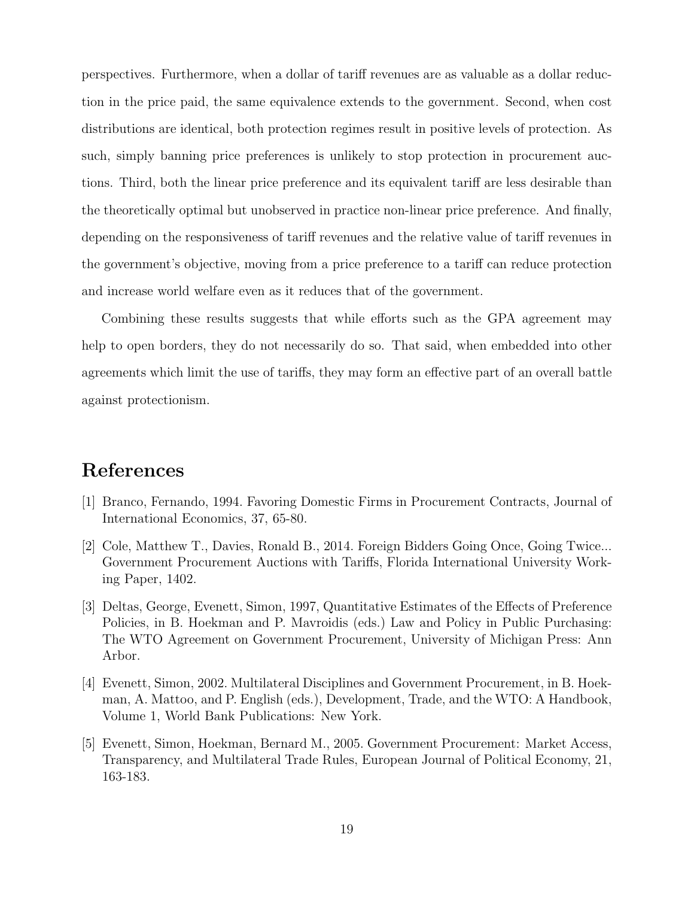perspectives. Furthermore, when a dollar of tariff revenues are as valuable as a dollar reduction in the price paid, the same equivalence extends to the government. Second, when cost distributions are identical, both protection regimes result in positive levels of protection. As such, simply banning price preferences is unlikely to stop protection in procurement auctions. Third, both the linear price preference and its equivalent tariff are less desirable than the theoretically optimal but unobserved in practice non-linear price preference. And finally, depending on the responsiveness of tariff revenues and the relative value of tariff revenues in the government's objective, moving from a price preference to a tariff can reduce protection and increase world welfare even as it reduces that of the government.

Combining these results suggests that while efforts such as the GPA agreement may help to open borders, they do not necessarily do so. That said, when embedded into other agreements which limit the use of tariffs, they may form an effective part of an overall battle against protectionism.

# References

[1] Branco, Fernando, 1994. Favoring Domestic Firms in Procurement Contracts, Journal of International Economics, 37, 65-80.

[2] Cole, Matthew T., Davies, Ronald B., 2014. Foreign Bidders Going Once, Going Twice... Government Procurement Auctions with Tariffs, Florida International University Working Paper, 1402.

[3] Deltas, George, Evenett, Simon, 1997, Quantitative Estimates of the Effects of Preference Policies, in B. Hoekman and P. Mavroidis (eds.) Law and Policy in Public Purchasing: The WTO Agreement on Government Procurement, University of Michigan Press: Ann Arbor.

[4] Evenett, Simon, 2002. Multilateral Disciplines and Government Procurement, in B. Hoekman, A. Mattoo, and P. English (eds.), Development, Trade, and the WTO: A Handbook, Volume 1, World Bank Publications: New York.

[5] Evenett, Simon, Hoekman, Bernard M., 2005. Government Procurement: Market Access, Transparency, and Multilateral Trade Rules, European Journal of Political Economy, 21, 163-183.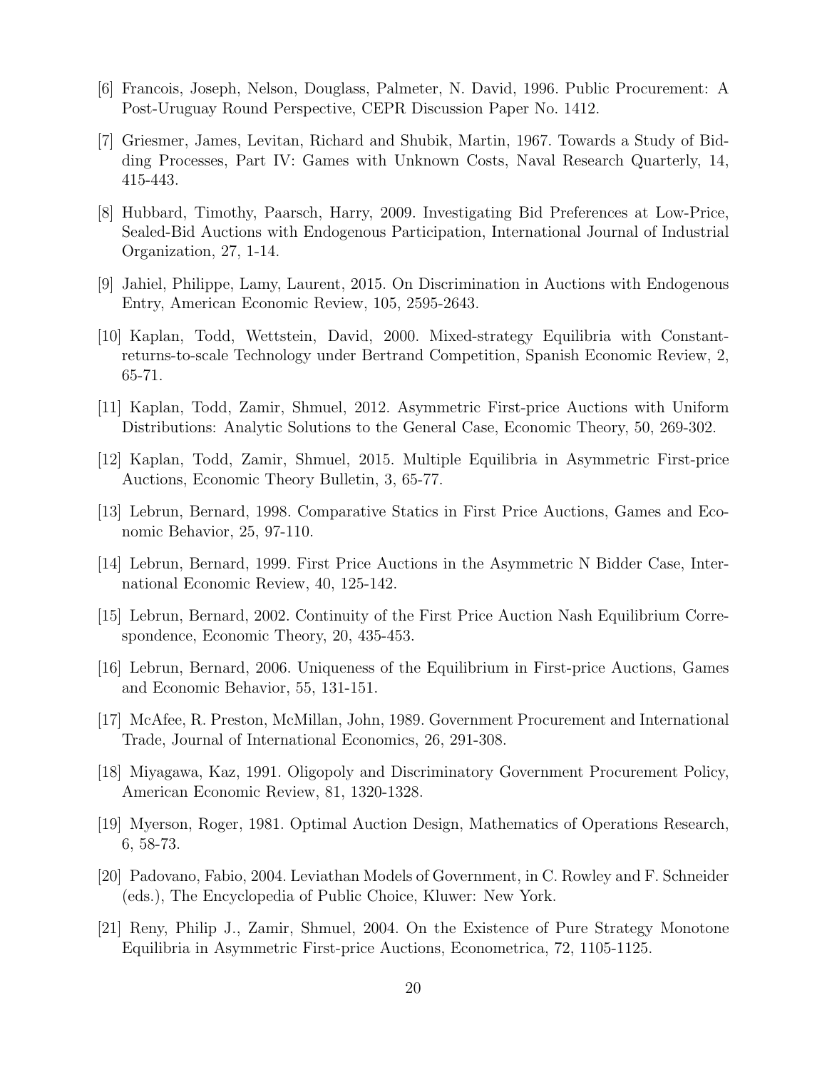[6] Francois, Joseph, Nelson, Douglass, Palmeter, N. David, 1996. Public Procurement: A Post-Uruguay Round Perspective, CEPR Discussion Paper No. 1412.

[7] Griesmer, James, Levitan, Richard and Shubik, Martin, 1967. Towards a Study of Bidding Processes, Part IV: Games with Unknown Costs, Naval Research Quarterly, 14, 415-443.

[8] Hubbard, Timothy, Paarsch, Harry, 2009. Investigating Bid Preferences at Low-Price, Sealed-Bid Auctions with Endogenous Participation, International Journal of Industrial Organization, 27, 1-14.

[9] Jahiel, Philippe, Lamy, Laurent, 2015. On Discrimination in Auctions with Endogenous Entry, American Economic Review, 105, 2595-2643.

[10] Kaplan, Todd, Wettstein, David, 2000. Mixed-strategy Equilibria with Constant-returns-to-scale Technology under Bertrand Competition, Spanish Economic Review, 2, 65-71.

[11] Kaplan, Todd, Zamir, Shmuel, 2012. Asymmetric First-price Auctions with Uniform Distributions: Analytic Solutions to the General Case, Economic Theory, 50, 269-302.

[12] Kaplan, Todd, Zamir, Shmuel, 2015. Multiple Equilibria in Asymmetric First-price Auctions, Economic Theory Bulletin, 3, 65-77.

[13] Lebrun, Bernard, 1998. Comparative Statics in First Price Auctions, Games and Economic Behavior, 25, 97-110.

[14] Lebrun, Bernard, 1999. First Price Auctions in the Asymmetric N Bidder Case, International Economic Review, 40, 125-142.

[15] Lebrun, Bernard, 2002. Continuity of the First Price Auction Nash Equilibrium Correspondence, Economic Theory, 20, 435-453.

[16] Lebrun, Bernard, 2006. Uniqueness of the Equilibrium in First-price Auctions, Games and Economic Behavior, 55, 131-151.

[17] McAfee, R. Preston, McMillan, John, 1989. Government Procurement and International Trade, Journal of International Economics, 26, 291-308.

[18] Miyagawa, Kaz, 1991. Oligopoly and Discriminatory Government Procurement Policy, American Economic Review, 81, 1320-1328.

[19] Myerson, Roger, 1981. Optimal Auction Design, Mathematics of Operations Research, 6, 58-73.

[20] Padovano, Fabio, 2004. Leviathan Models of Government, in C. Rowley and F. Schneider (eds.), The Encyclopedia of Public Choice, Kluwer: New York.

[21] Reny, Philip J., Zamir, Shmuel, 2004. On the Existence of Pure Strategy Monotone Equilibria in Asymmetric First-price Auctions, Econometrica, 72, 1105-1125.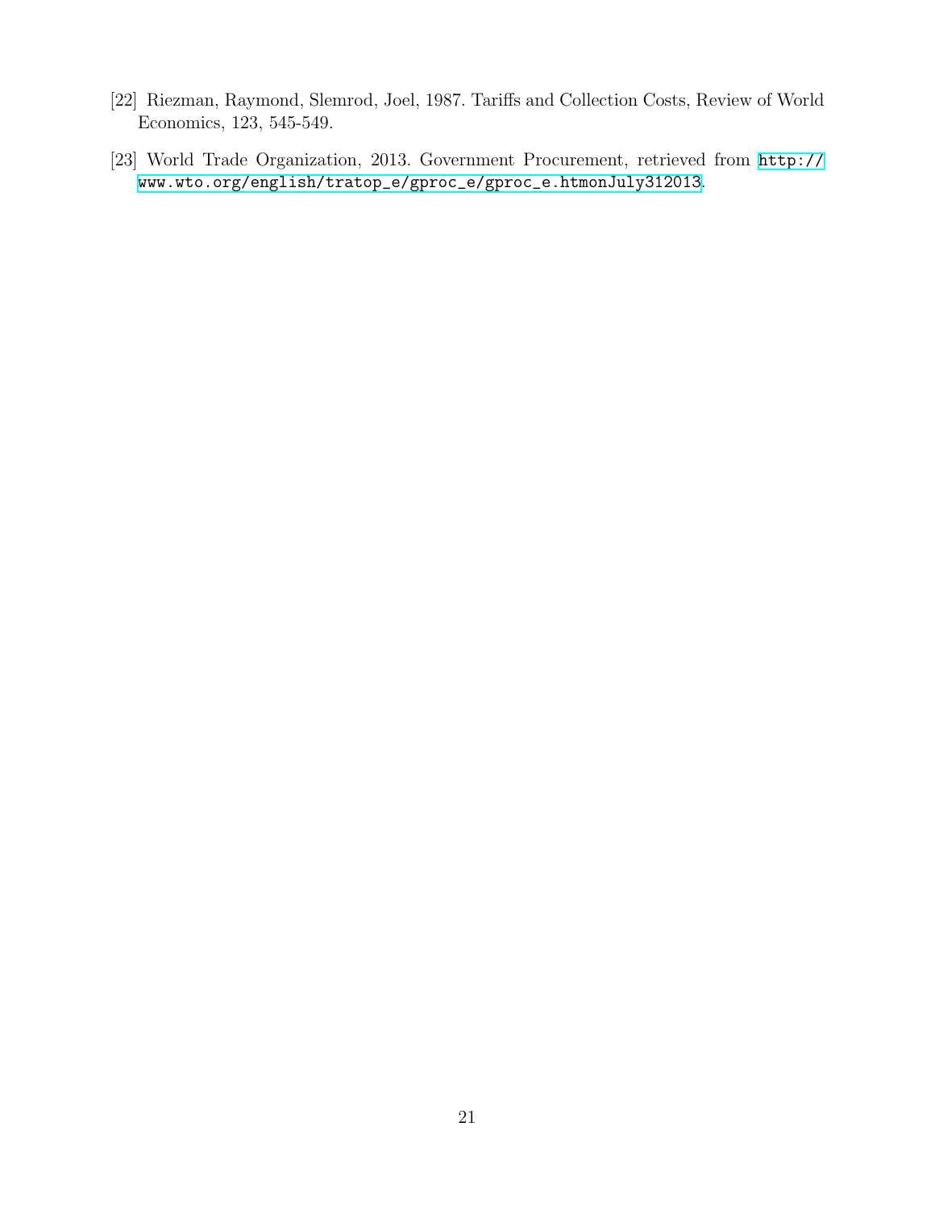[22] Riezman, Raymond, Slemrod, Joel, 1987. Tariffs and Collection Costs, Review of World Economics, 123, 545-549.

[23] World Trade Organization, 2013. Government Procurement, retrieved from http://www.wto.org/english/tratop_e/gproc_e/gproc_e.htmonJuly312013.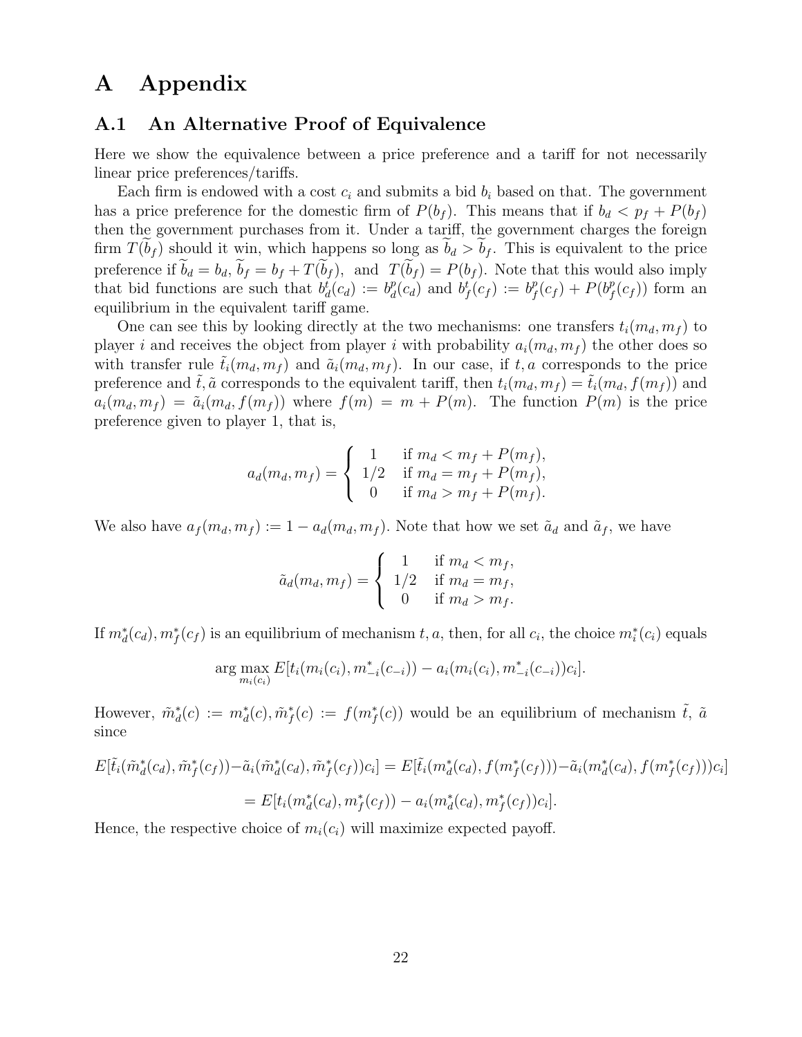# A Appendix

## A.1 An Alternative Proof of Equivalence

Here we show the equivalence between a price preference and a tariff for not necessarily linear price preferences/tariffs.

Each firm is endowed with a cost $c_i$ and submits a bid $b_i$ based on that. The government has a price preference for the domestic firm of $P(b_f)$. This means that if $b_d < p_f + P(b_f)$ then the government purchases from it. Under a tariff, the government charges the foreign firm $T(\widetilde{b}_f)$ should it win, which happens so long as $\widetilde{b}_d > \widetilde{b}_f$. This is equivalent to the price preference if $\widetilde{b}_d = b_d$, $\widetilde{b}_f = b_f + T(\widetilde{b}_f)$, and $T(\widetilde{b}_f) = P(b_f)$. Note that this would also imply that bid functions are such that $b^t_d(c_d) := b^p_d(c_d)$ and $b^t_f(c_f) := b^p_f(c_f) + P(b^p_f(c_f))$ form an equilibrium in the equivalent tariff game.

One can see this by looking directly at the two mechanisms: one transfers $t_i(m_d, m_f)$ to player $i$ and receives the object from player $i$ with probability $a_i(m_d, m_f)$ the other does so with transfer rule $\tilde{t}_i(m_d, m_f)$ and $\tilde{a}_i(m_d, m_f)$. In our case, if $t, a$ corresponds to the price preference and $\tilde{t}, \tilde{a}$ corresponds to the equivalent tariff, then $t_i(m_d, m_f) = \tilde{t}_i(m_d, f(m_f))$ and $a_i(m_d, m_f) = \tilde{a}_i(m_d, f(m_f))$ where $f(m) = m + P(m)$. The function $P(m)$ is the price preference given to player 1, that is,

$$a_d(m_d, m_f) = \begin{cases} 1 & \text{if } m_d < m_f + P(m_f), \\ 1/2 & \text{if } m_d = m_f + P(m_f), \\ 0 & \text{if } m_d > m_f + P(m_f). \end{cases}$$

We also have $a_f(m_d, m_f) := 1 - a_d(m_d, m_f)$. Note that how we set $\tilde{a}_d$ and $\tilde{a}_f$, we have

$$\tilde{a}_d(m_d, m_f) = \begin{cases} 1 & \text{if } m_d < m_f, \\ 1/2 & \text{if } m_d = m_f, \\ 0 & \text{if } m_d > m_f. \end{cases}$$

If $m^*_d(c_d), m^*_f(c_f)$ is an equilibrium of mechanism $t, a$, then, for all $c_i$, the choice $m^*_i(c_i)$ equals

$$\arg\max_{m_i(c_i)} E[t_i(m_i(c_i), m^*_{-i}(c_{-i})) - a_i(m_i(c_i), m^*_{-i}(c_{-i}))c_i].$$

However, $\tilde{m}^*_d(c) := m^*_d(c), \tilde{m}^*_f(c) := f(m^*_f(c))$ would be an equilibrium of mechanism $\tilde{t}$, $\tilde{a}$ since

$$E[\tilde{t}_i(\tilde{m}^*_d(c_d), \tilde{m}^*_f(c_f)) - \tilde{a}_i(\tilde{m}^*_d(c_d), \tilde{m}^*_f(c_f))c_i] = E[\tilde{t}_i(m^*_d(c_d), f(m^*_f(c_f))) - \tilde{a}_i(m^*_d(c_d), f(m^*_f(c_f)))c_i]$$

$$= E[t_i(m^*_d(c_d), m^*_f(c_f)) - a_i(m^*_d(c_d), m^*_f(c_f))c_i].$$

Hence, the respective choice of $m_i(c_i)$ will maximize expected payoff.